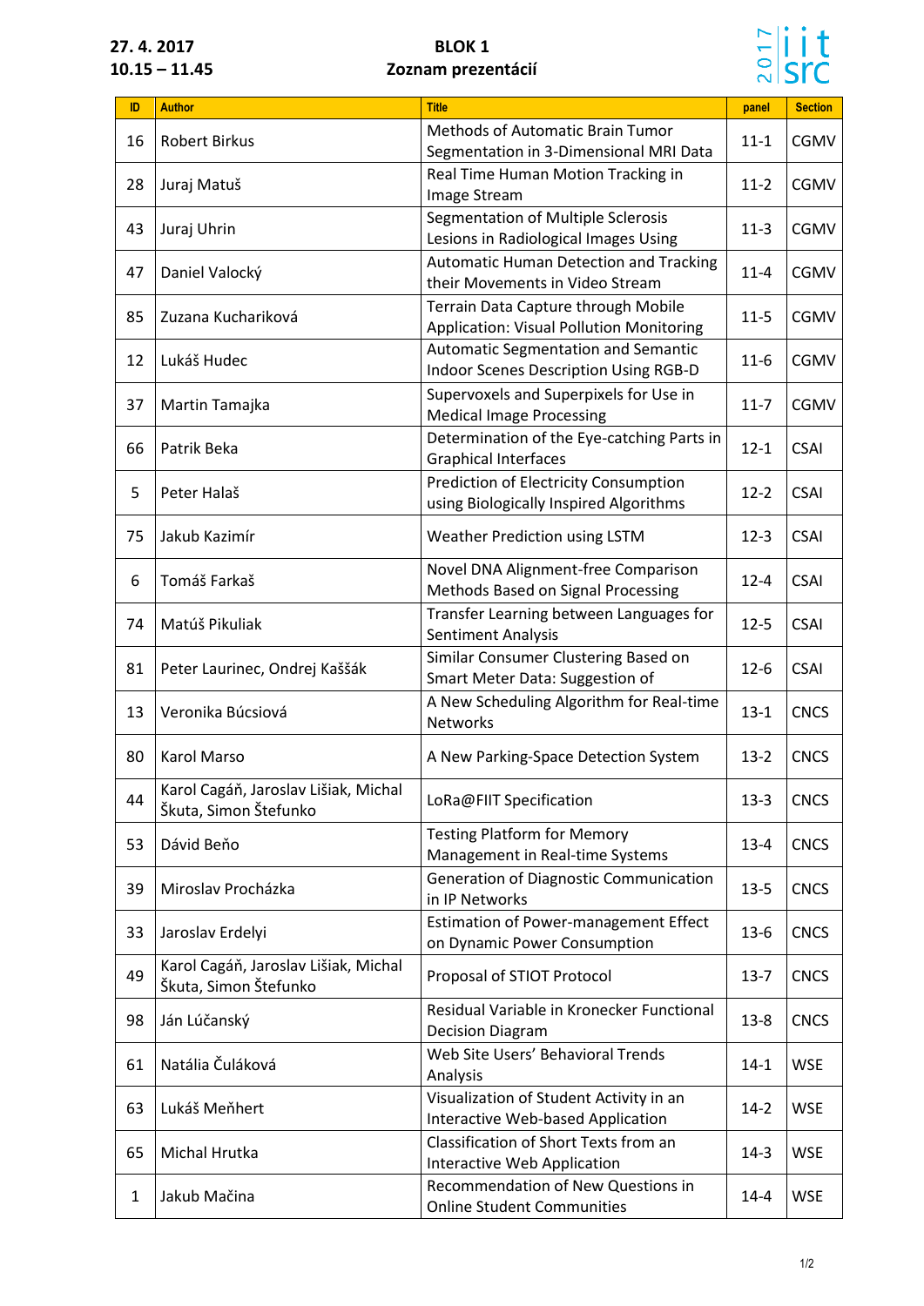**27. 4. 2017**
**10.15 – 11.45**

**BLOK 1**
**Zoznam prezentácií**

2017 iit src

| ID | Author | Title | panel | Section |
|---|---|---|---|---|
| 16 | Robert Birkus | Methods of Automatic Brain Tumor Segmentation in 3-Dimensional MRI Data | 11-1 | CGMV |
| 28 | Juraj Matuš | Real Time Human Motion Tracking in Image Stream | 11-2 | CGMV |
| 43 | Juraj Uhrin | Segmentation of Multiple Sclerosis Lesions in Radiological Images Using | 11-3 | CGMV |
| 47 | Daniel Valocký | Automatic Human Detection and Tracking their Movements in Video Stream | 11-4 | CGMV |
| 85 | Zuzana Kuchariková | Terrain Data Capture through Mobile Application: Visual Pollution Monitoring | 11-5 | CGMV |
| 12 | Lukáš Hudec | Automatic Segmentation and Semantic Indoor Scenes Description Using RGB-D | 11-6 | CGMV |
| 37 | Martin Tamajka | Supervoxels and Superpixels for Use in Medical Image Processing | 11-7 | CGMV |
| 66 | Patrik Beka | Determination of the Eye-catching Parts in Graphical Interfaces | 12-1 | CSAI |
| 5 | Peter Halaš | Prediction of Electricity Consumption using Biologically Inspired Algorithms | 12-2 | CSAI |
| 75 | Jakub Kazimír | Weather Prediction using LSTM | 12-3 | CSAI |
| 6 | Tomáš Farkaš | Novel DNA Alignment-free Comparison Methods Based on Signal Processing | 12-4 | CSAI |
| 74 | Matúš Pikuliak | Transfer Learning between Languages for Sentiment Analysis | 12-5 | CSAI |
| 81 | Peter Laurinec, Ondrej Kaššák | Similar Consumer Clustering Based on Smart Meter Data: Suggestion of | 12-6 | CSAI |
| 13 | Veronika Búcsiová | A New Scheduling Algorithm for Real-time Networks | 13-1 | CNCS |
| 80 | Karol Marso | A New Parking-Space Detection System | 13-2 | CNCS |
| 44 | Karol Cagáň, Jaroslav Lišiak, Michal Škuta, Simon Štefunko | LoRa@FIIT Specification | 13-3 | CNCS |
| 53 | Dávid Beňo | Testing Platform for Memory Management in Real-time Systems | 13-4 | CNCS |
| 39 | Miroslav Procházka | Generation of Diagnostic Communication in IP Networks | 13-5 | CNCS |
| 33 | Jaroslav Erdelyi | Estimation of Power-management Effect on Dynamic Power Consumption | 13-6 | CNCS |
| 49 | Karol Cagáň, Jaroslav Lišiak, Michal Škuta, Simon Štefunko | Proposal of STIOT Protocol | 13-7 | CNCS |
| 98 | Ján Lúčanský | Residual Variable in Kronecker Functional Decision Diagram | 13-8 | CNCS |
| 61 | Natália Čuláková | Web Site Users' Behavioral Trends Analysis | 14-1 | WSE |
| 63 | Lukáš Meňhert | Visualization of Student Activity in an Interactive Web-based Application | 14-2 | WSE |
| 65 | Michal Hrutka | Classification of Short Texts from an Interactive Web Application | 14-3 | WSE |
| 1 | Jakub Mačina | Recommendation of New Questions in Online Student Communities | 14-4 | WSE |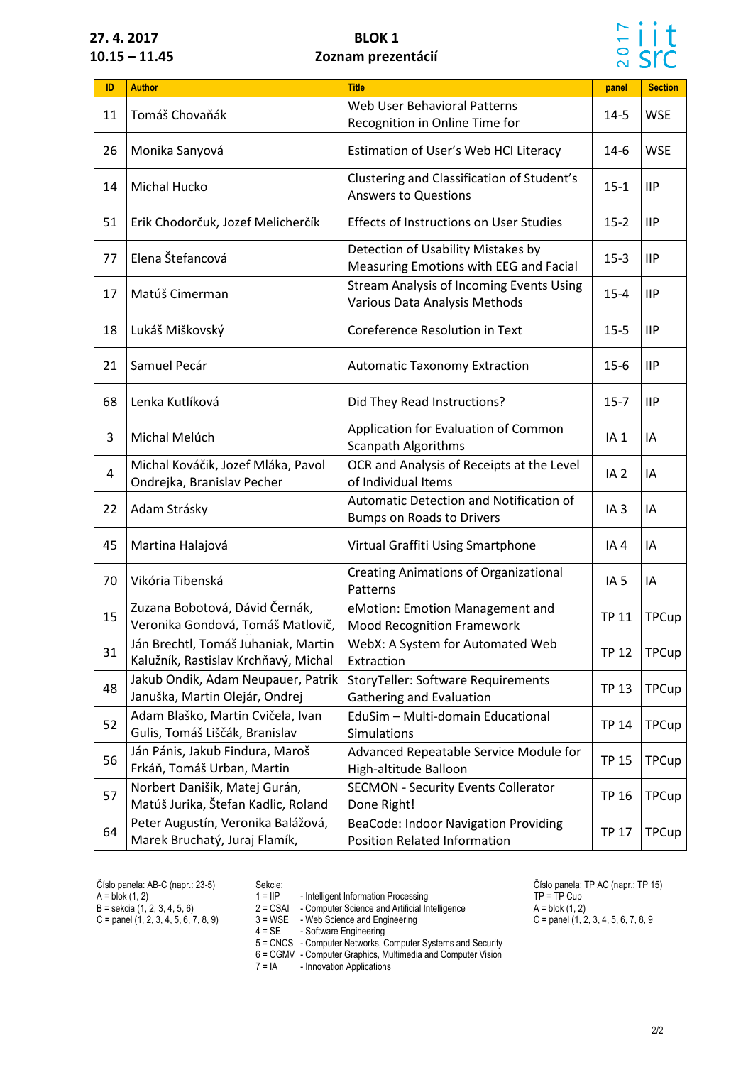**27. 4. 2017**
**10.15 – 11.45**

**BLOK 1**
**Zoznam prezentácií**

2017 iit src

| ID | Author | Title | panel | Section |
|---|---|---|---|---|
| 11 | Tomáš Chovaňák | Web User Behavioral Patterns Recognition in Online Time for | 14-5 | WSE |
| 26 | Monika Sanyová | Estimation of User's Web HCI Literacy | 14-6 | WSE |
| 14 | Michal Hucko | Clustering and Classification of Student's Answers to Questions | 15-1 | IIP |
| 51 | Erik Chodorčuk, Jozef Melicherčík | Effects of Instructions on User Studies | 15-2 | IIP |
| 77 | Elena Štefancová | Detection of Usability Mistakes by Measuring Emotions with EEG and Facial | 15-3 | IIP |
| 17 | Matúš Cimerman | Stream Analysis of Incoming Events Using Various Data Analysis Methods | 15-4 | IIP |
| 18 | Lukáš Miškovský | Coreference Resolution in Text | 15-5 | IIP |
| 21 | Samuel Pecár | Automatic Taxonomy Extraction | 15-6 | IIP |
| 68 | Lenka Kutlíková | Did They Read Instructions? | 15-7 | IIP |
| 3 | Michal Melúch | Application for Evaluation of Common Scanpath Algorithms | IA 1 | IA |
| 4 | Michal Kováčik, Jozef Mláka, Pavol Ondrejka, Branislav Pecher | OCR and Analysis of Receipts at the Level of Individual Items | IA 2 | IA |
| 22 | Adam Strásky | Automatic Detection and Notification of Bumps on Roads to Drivers | IA 3 | IA |
| 45 | Martina Halajová | Virtual Graffiti Using Smartphone | IA 4 | IA |
| 70 | Vikória Tibenská | Creating Animations of Organizational Patterns | IA 5 | IA |
| 15 | Zuzana Bobotová, Dávid Černák, Veronika Gondová, Tomáš Matlovič, | eMotion: Emotion Management and Mood Recognition Framework | TP 11 | TPCup |
| 31 | Ján Brechtl, Tomáš Juhaniak, Martin Kalužník, Rastislav Krchňavý, Michal | WebX: A System for Automated Web Extraction | TP 12 | TPCup |
| 48 | Jakub Ondik, Adam Neupauer, Patrik Januška, Martin Olejár, Ondrej | StoryTeller: Software Requirements Gathering and Evaluation | TP 13 | TPCup |
| 52 | Adam Blaško, Martin Cvičela, Ivan Gulis, Tomáš Liščák, Branislav | EduSim – Multi-domain Educational Simulations | TP 14 | TPCup |
| 56 | Ján Pánis, Jakub Findura, Maroš Frkáň, Tomáš Urban, Martin | Advanced Repeatable Service Module for High-altitude Balloon | TP 15 | TPCup |
| 57 | Norbert Danišik, Matej Gurán, Matúš Jurika, Štefan Kadlic, Roland | SECMON - Security Events Collerator Done Right! | TP 16 | TPCup |
| 64 | Peter Augustín, Veronika Balážová, Marek Bruchatý, Juraj Flamík, | BeaCode: Indoor Navigation Providing Position Related Information | TP 17 | TPCup |

Číslo panela: AB-C (napr.: 23-5)
A = blok (1, 2)
B = sekcia (1, 2, 3, 4, 5, 6)
C = panel (1, 2, 3, 4, 5, 6, 7, 8, 9)

Sekcie:
1 = IIP - Intelligent Information Processing
2 = CSAI - Computer Science and Artificial Intelligence
3 = WSE - Web Science and Engineering
4 = SE - Software Engineering
5 = CNCS - Computer Networks, Computer Systems and Security
6 = CGMV - Computer Graphics, Multimedia and Computer Vision
7 = IA - Innovation Applications

Číslo panela: TP AC (napr.: TP 15)
TP = TP Cup
A = blok (1, 2)
C = panel (1, 2, 3, 4, 5, 6, 7, 8, 9